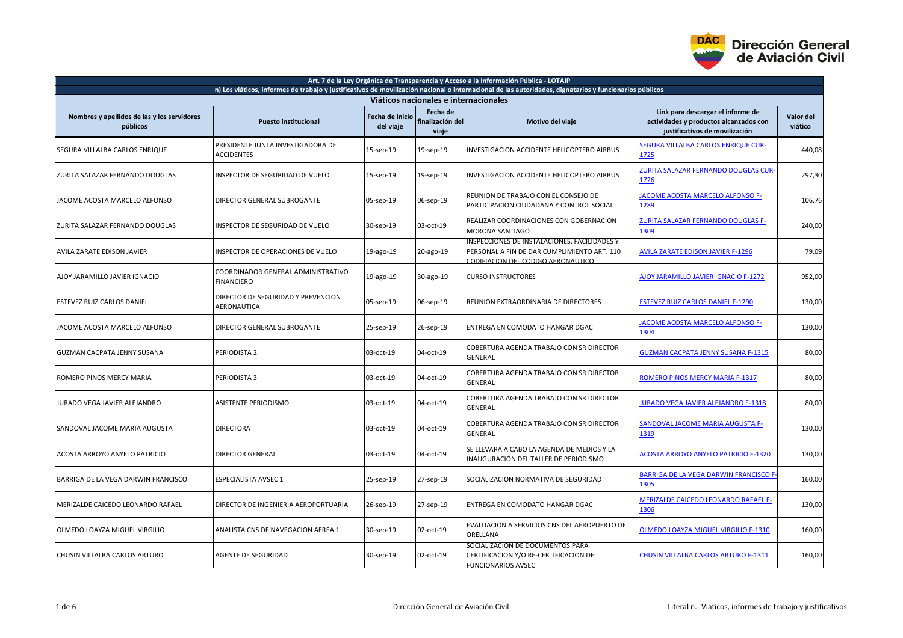Dirección General de Aviación Civil

| Art. 7 de la Ley Orgánica de Transparencia y Acceso a la Información Pública - LOTAIP | | | | | | |
|---|---|---|---|---|---|---|
| n) Los viáticos, informes de trabajo y justificativos de movilización nacional o internacional de las autoridades, dignatarios y funcionarios públicos | | | | | | |
| **Viáticos nacionales e internacionales** | | | | | | |
| **Nombres y apellidos de las y los servidores públicos** | **Puesto institucional** | **Fecha de inicio del viaje** | **Fecha de finalización del viaje** | **Motivo del viaje** | **Link para descargar el informe de actividades y productos alcanzados con justificativos de movilización** | **Valor del viático** |
| SEGURA VILLALBA CARLOS ENRIQUE | PRESIDENTE JUNTA INVESTIGADORA DE ACCIDENTES | 15-sep-19 | 19-sep-19 | INVESTIGACION ACCIDENTE HELICOPTERO AIRBUS | SEGURA VILLALBA CARLOS ENRIQUE CUR-1725 | 440,08 |
| ZURITA SALAZAR FERNANDO DOUGLAS | INSPECTOR DE SEGURIDAD DE VUELO | 15-sep-19 | 19-sep-19 | INVESTIGACION ACCIDENTE HELICOPTERO AIRBUS | ZURITA SALAZAR FERNANDO DOUGLAS CUR-1726 | 297,30 |
| JACOME ACOSTA MARCELO ALFONSO | DIRECTOR GENERAL SUBROGANTE | 05-sep-19 | 06-sep-19 | REUNION DE TRABAJO CON EL CONSEJO DE PARTICIPACION CIUDADANA Y CONTROL SOCIAL | JACOME ACOSTA MARCELO ALFONSO F-1289 | 106,76 |
| ZURITA SALAZAR FERNANDO DOUGLAS | INSPECTOR DE SEGURIDAD DE VUELO | 30-sep-19 | 03-oct-19 | REALIZAR COORDINACIONES CON GOBERNACION MORONA SANTIAGO | ZURITA SALAZAR FERNANDO DOUGLAS F-1309 | 240,00 |
| AVILA ZARATE EDISON JAVIER | INSPECTOR DE OPERACIONES DE VUELO | 19-ago-19 | 20-ago-19 | INSPECCIONES DE INSTALACIONES, FACILIDADES Y PERSONAL A FIN DE DAR CUMPLIMIENTO ART. 110 CODIFIACION DEL CODIGO AERONAUTICO | AVILA ZARATE EDISON JAVIER F-1296 | 79,09 |
| AJOY JARAMILLO JAVIER IGNACIO | COORDINADOR GENERAL ADMINISTRATIVO FINANCIERO | 19-ago-19 | 30-ago-19 | CURSO INSTRUCTORES | AJOY JARAMILLO JAVIER IGNACIO F-1272 | 952,00 |
| ESTEVEZ RUIZ CARLOS DANIEL | DIRECTOR DE SEGURIDAD Y PREVENCION AERONAUTICA | 05-sep-19 | 06-sep-19 | REUNION EXTRAORDINARIA DE DIRECTORES | ESTEVEZ RUIZ CARLOS DANIEL F-1290 | 130,00 |
| JACOME ACOSTA MARCELO ALFONSO | DIRECTOR GENERAL SUBROGANTE | 25-sep-19 | 26-sep-19 | ENTREGA EN COMODATO HANGAR DGAC | JACOME ACOSTA MARCELO ALFONSO F-1304 | 130,00 |
| GUZMAN CACPATA JENNY SUSANA | PERIODISTA 2 | 03-oct-19 | 04-oct-19 | COBERTURA AGENDA TRABAJO CON SR DIRECTOR GENERAL | GUZMAN CACPATA JENNY SUSANA F-1315 | 80,00 |
| ROMERO PINOS MERCY MARIA | PERIODISTA 3 | 03-oct-19 | 04-oct-19 | COBERTURA AGENDA TRABAJO CON SR DIRECTOR GENERAL | ROMERO PINOS MERCY MARIA F-1317 | 80,00 |
| JURADO VEGA JAVIER ALEJANDRO | ASISTENTE PERIODISMO | 03-oct-19 | 04-oct-19 | COBERTURA AGENDA TRABAJO CON SR DIRECTOR GENERAL | JURADO VEGA JAVIER ALEJANDRO F-1318 | 80,00 |
| SANDOVAL JACOME MARIA AUGUSTA | DIRECTORA | 03-oct-19 | 04-oct-19 | COBERTURA AGENDA TRABAJO CON SR DIRECTOR GENERAL | SANDOVAL JACOME MARIA AUGUSTA F-1319 | 130,00 |
| ACOSTA ARROYO ANYELO PATRICIO | DIRECTOR GENERAL | 03-oct-19 | 04-oct-19 | SE LLEVARÁ A CABO LA AGENDA DE MEDIOS Y LA INAUGURACIÓN DEL TALLER DE PERIODISMO | ACOSTA ARROYO ANYELO PATRICIO F-1320 | 130,00 |
| BARRIGA DE LA VEGA DARWIN FRANCISCO | ESPECIALISTA AVSEC 1 | 25-sep-19 | 27-sep-19 | SOCIALIZACION NORMATIVA DE SEGURIDAD | BARRIGA DE LA VEGA DARWIN FRANCISCO F-1305 | 160,00 |
| MERIZALDE CAICEDO LEONARDO RAFAEL | DIRECTOR DE INGENIERIA AEROPORTUARIA | 26-sep-19 | 27-sep-19 | ENTREGA EN COMODATO HANGAR DGAC | MERIZALDE CAICEDO LEONARDO RAFAEL F-1306 | 130,00 |
| OLMEDO LOAYZA MIGUEL VIRGILIO | ANALISTA CNS DE NAVEGACION AEREA 1 | 30-sep-19 | 02-oct-19 | EVALUACION A SERVICIOS CNS DEL AEROPUERTO DE ORELLANA | OLMEDO LOAYZA MIGUEL VIRGILIO F-1310 | 160,00 |
| CHUSIN VILLALBA CARLOS ARTURO | AGENTE DE SEGURIDAD | 30-sep-19 | 02-oct-19 | SOCIALIZACION DE DOCUMENTOS PARA CERTIFICACION Y/O RE-CERTIFICACION DE FUNCIONARIOS AVSEC | CHUSIN VILLALBA CARLOS ARTURO F-1311 | 160,00 |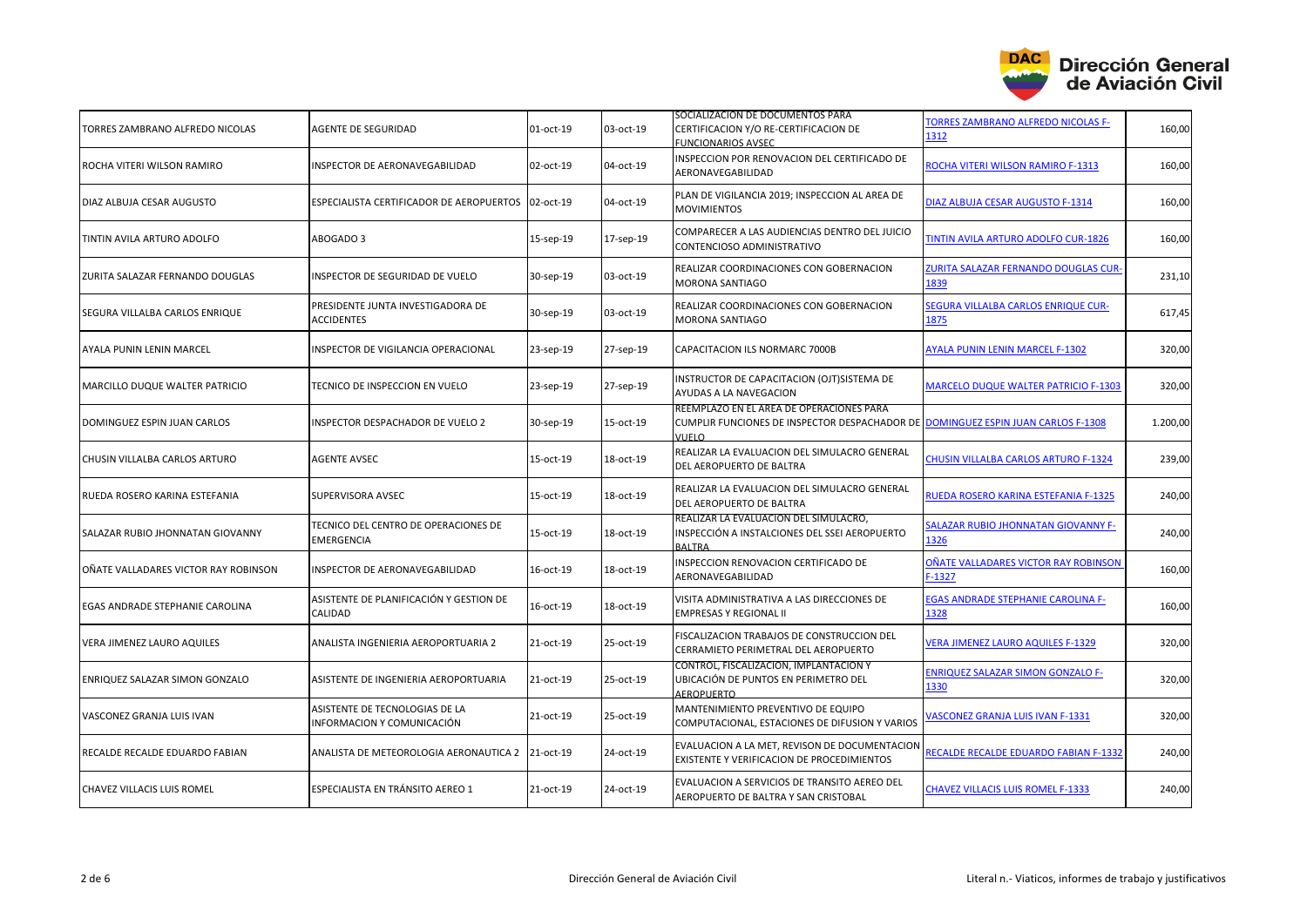| | | | | | | |
|---|---|---|---|---|---|---|
| TORRES ZAMBRANO ALFREDO NICOLAS | AGENTE DE SEGURIDAD | 01-oct-19 | 03-oct-19 | SOCIALIZACION DE DOCUMENTOS PARA CERTIFICACION Y/O RE-CERTIFICACION DE FUNCIONARIOS AVSEC | TORRES ZAMBRANO ALFREDO NICOLAS F-1312 | 160,00 |
| ROCHA VITERI WILSON RAMIRO | INSPECTOR DE AERONAVEGABILIDAD | 02-oct-19 | 04-oct-19 | INSPECCION POR RENOVACION DEL CERTIFICADO DE AERONAVEGABILIDAD | ROCHA VITERI WILSON RAMIRO F-1313 | 160,00 |
| DIAZ ALBUJA CESAR AUGUSTO | ESPECIALISTA CERTIFICADOR DE AEROPUERTOS | 02-oct-19 | 04-oct-19 | PLAN DE VIGILANCIA 2019; INSPECCION AL AREA DE MOVIMIENTOS | DIAZ ALBUJA CESAR AUGUSTO F-1314 | 160,00 |
| TINTIN AVILA ARTURO ADOLFO | ABOGADO 3 | 15-sep-19 | 17-sep-19 | COMPARECER A LAS AUDIENCIAS DENTRO DEL JUICIO CONTENCIOSO ADMINISTRATIVO | TINTIN AVILA ARTURO ADOLFO CUR-1826 | 160,00 |
| ZURITA SALAZAR FERNANDO DOUGLAS | INSPECTOR DE SEGURIDAD DE VUELO | 30-sep-19 | 03-oct-19 | REALIZAR COORDINACIONES CON GOBERNACION MORONA SANTIAGO | ZURITA SALAZAR FERNANDO DOUGLAS CUR-1839 | 231,10 |
| SEGURA VILLALBA CARLOS ENRIQUE | PRESIDENTE JUNTA INVESTIGADORA DE ACCIDENTES | 30-sep-19 | 03-oct-19 | REALIZAR COORDINACIONES CON GOBERNACION MORONA SANTIAGO | SEGURA VILLALBA CARLOS ENRIQUE CUR-1875 | 617,45 |
| AYALA PUNIN LENIN MARCEL | INSPECTOR DE VIGILANCIA OPERACIONAL | 23-sep-19 | 27-sep-19 | CAPACITACION ILS NORMARC 7000B | AYALA PUNIN LENIN MARCEL F-1302 | 320,00 |
| MARCILLO DUQUE WALTER PATRICIO | TECNICO DE INSPECCION EN VUELO | 23-sep-19 | 27-sep-19 | INSTRUCTOR DE CAPACITACION (OJT)SISTEMA DE AYUDAS A LA NAVEGACION | MARCELO DUQUE WALTER PATRICIO F-1303 | 320,00 |
| DOMINGUEZ ESPIN JUAN CARLOS | INSPECTOR DESPACHADOR DE VUELO 2 | 30-sep-19 | 15-oct-19 | REEMPLAZO EN EL AREA DE OPERACIONES PARA CUMPLIR FUNCIONES DE INSPECTOR DESPACHADOR DE VUELO | DOMINGUEZ ESPIN JUAN CARLOS F-1308 | 1.200,00 |
| CHUSIN VILLALBA CARLOS ARTURO | AGENTE AVSEC | 15-oct-19 | 18-oct-19 | REALIZAR LA EVALUACION DEL SIMULACRO GENERAL DEL AEROPUERTO DE BALTRA | CHUSIN VILLALBA CARLOS ARTURO F-1324 | 239,00 |
| RUEDA ROSERO KARINA ESTEFANIA | SUPERVISORA AVSEC | 15-oct-19 | 18-oct-19 | REALIZAR LA EVALUACION DEL SIMULACRO GENERAL DEL AEROPUERTO DE BALTRA | RUEDA ROSERO KARINA ESTEFANIA F-1325 | 240,00 |
| SALAZAR RUBIO JHONNATAN GIOVANNY | TECNICO DEL CENTRO DE OPERACIONES DE EMERGENCIA | 15-oct-19 | 18-oct-19 | REALIZAR LA EVALUACION DEL SIMULACRO, INSPECCIÓN A INSTALCIONES DEL SSEI AEROPUERTO BALTRA | SALAZAR RUBIO JHONNATAN GIOVANNY F-1326 | 240,00 |
| OÑATE VALLADARES VICTOR RAY ROBINSON | INSPECTOR DE AERONAVEGABILIDAD | 16-oct-19 | 18-oct-19 | INSPECCION RENOVACION CERTIFICADO DE AERONAVEGABILIDAD | OÑATE VALLADARES VICTOR RAY ROBINSON F-1327 | 160,00 |
| EGAS ANDRADE STEPHANIE CAROLINA | ASISTENTE DE PLANIFICACIÓN Y GESTION DE CALIDAD | 16-oct-19 | 18-oct-19 | VISITA ADMINISTRATIVA A LAS DIRECCIONES DE EMPRESAS Y REGIONAL II | EGAS ANDRADE STEPHANIE CAROLINA F-1328 | 160,00 |
| VERA JIMENEZ LAURO AQUILES | ANALISTA INGENIERIA AEROPORTUARIA 2 | 21-oct-19 | 25-oct-19 | FISCALIZACION TRABAJOS DE CONSTRUCCION DEL CERRAMIETO PERIMETRAL DEL AEROPUERTO | VERA JIMENEZ LAURO AQUILES F-1329 | 320,00 |
| ENRIQUEZ SALAZAR SIMON GONZALO | ASISTENTE DE INGENIERIA AEROPORTUARIA | 21-oct-19 | 25-oct-19 | CONTROL, FISCALIZACIÓN, IMPLANTACIÓN Y UBICACIÓN DE PUNTOS EN PERIMETRO DEL AEROPUERTO | ENRIQUEZ SALAZAR SIMON GONZALO F-1330 | 320,00 |
| VASCONEZ GRANJA LUIS IVAN | ASISTENTE DE TECNOLOGIAS DE LA INFORMACION Y COMUNICACIÓN | 21-oct-19 | 25-oct-19 | MANTENIMIENTO PREVENTIVO DE EQUIPO COMPUTACIONAL, ESTACIONES DE DIFUSION Y VARIOS | VASCONEZ GRANJA LUIS IVAN F-1331 | 320,00 |
| RECALDE RECALDE EDUARDO FABIAN | ANALISTA DE METEOROLOGIA AERONAUTICA 2 | 21-oct-19 | 24-oct-19 | EVALUACION A LA MET, REVISON DE DOCUMENTACION EXISTENTE Y VERIFICACION DE PROCEDIMIENTOS | RECALDE RECALDE EDUARDO FABIAN F-1332 | 240,00 |
| CHAVEZ VILLACIS LUIS ROMEL | ESPECIALISTA EN TRÁNSITO AEREO 1 | 21-oct-19 | 24-oct-19 | EVALUACION A SERVICIOS DE TRANSITO AEREO DEL AEROPUERTO DE BALTRA Y SAN CRISTOBAL | CHAVEZ VILLACIS LUIS ROMEL F-1333 | 240,00 |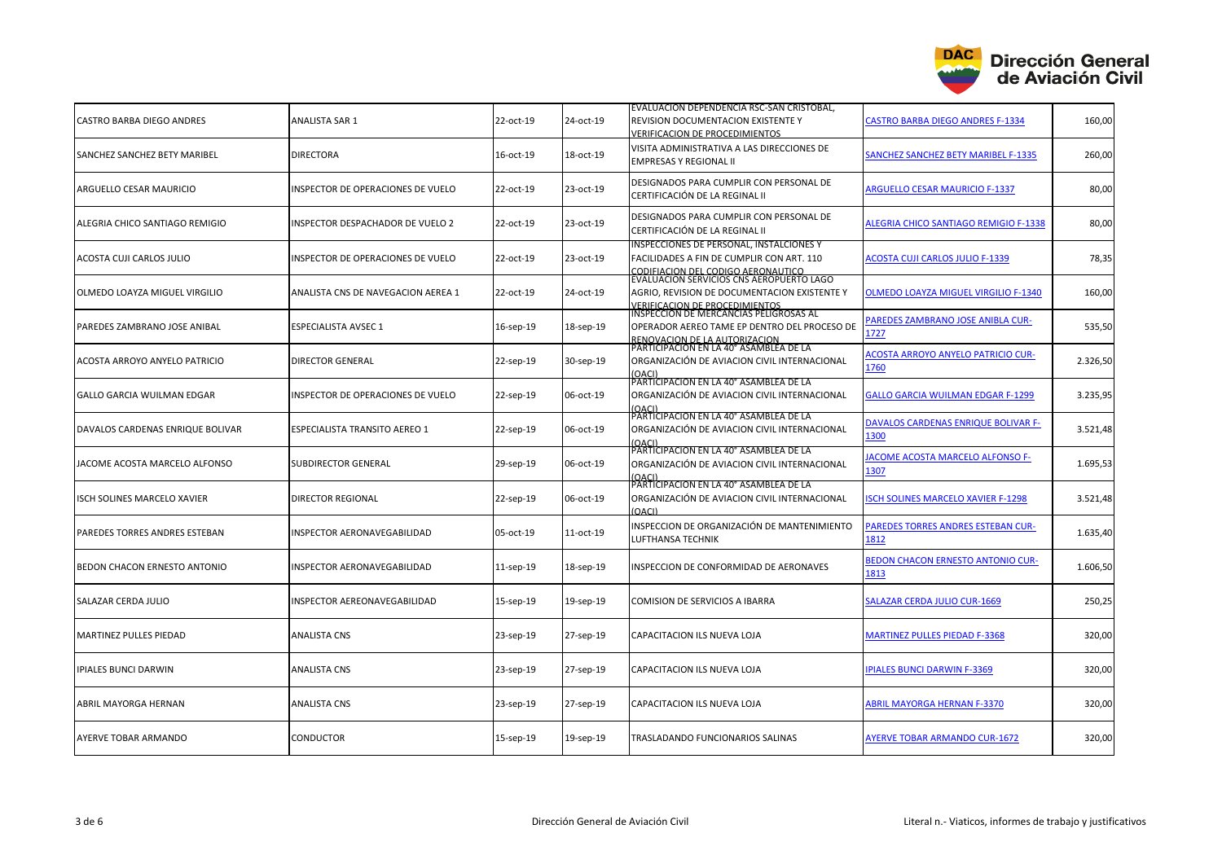| | | | | | | |
|---|---|---|---|---|---|---|
| CASTRO BARBA DIEGO ANDRES | ANALISTA SAR 1 | 22-oct-19 | 24-oct-19 | EVALUACION DEPENDENCIA RSC-SAN CRISTOBAL, REVISION DOCUMENTACION EXISTENTE Y VERIFICACION DE PROCEDIMIENTOS | CASTRO BARBA DIEGO ANDRES F-1334 | 160,00 |
| SANCHEZ SANCHEZ BETY MARIBEL | DIRECTORA | 16-oct-19 | 18-oct-19 | VISITA ADMINISTRATIVA A LAS DIRECCIONES DE EMPRESAS Y REGIONAL II | SANCHEZ SANCHEZ BETY MARIBEL F-1335 | 260,00 |
| ARGUELLO CESAR MAURICIO | INSPECTOR DE OPERACIONES DE VUELO | 22-oct-19 | 23-oct-19 | DESIGNADOS PARA CUMPLIR CON PERSONAL DE CERTIFICACIÓN DE LA REGINAL II | ARGUELLO CESAR MAURICIO F-1337 | 80,00 |
| ALEGRIA CHICO SANTIAGO REMIGIO | INSPECTOR DESPACHADOR DE VUELO 2 | 22-oct-19 | 23-oct-19 | DESIGNADOS PARA CUMPLIR CON PERSONAL DE CERTIFICACIÓN DE LA REGINAL II | ALEGRIA CHICO SANTIAGO REMIGIO F-1338 | 80,00 |
| ACOSTA CUJI CARLOS JULIO | INSPECTOR DE OPERACIONES DE VUELO | 22-oct-19 | 23-oct-19 | INSPECCIONES DE PERSONAL, INSTALCIONES Y FACILIDADES A FIN DE CUMPLIR CON ART. 110 CODIFIACION DEL CODIGO AERONAUTICO | ACOSTA CUJI CARLOS JULIO F-1339 | 78,35 |
| OLMEDO LOAYZA MIGUEL VIRGILIO | ANALISTA CNS DE NAVEGACION AEREA 1 | 22-oct-19 | 24-oct-19 | EVALUACION SERVICIOS CNS AEROPUERTO LAGO AGRIO, REVISION DE DOCUMENTACION EXISTENTE Y VERIFICACION DE PROCEDIMIENTOS | OLMEDO LOAYZA MIGUEL VIRGILIO F-1340 | 160,00 |
| PAREDES ZAMBRANO JOSE ANIBAL | ESPECIALISTA AVSEC 1 | 16-sep-19 | 18-sep-19 | INSPECCION DE MERCANCIAS PELIGROSAS AL OPERADOR AEREO TAME EP DENTRO DEL PROCESO DE RENOVACION DE LA AUTORIZACION | PAREDES ZAMBRANO JOSE ANIBLA CUR-1727 | 535,50 |
| ACOSTA ARROYO ANYELO PATRICIO | DIRECTOR GENERAL | 22-sep-19 | 30-sep-19 | PARTICIPACION EN LA 40° ASAMBLEA DE LA ORGANIZACIÓN DE AVIACION CIVIL INTERNACIONAL (OACI) | ACOSTA ARROYO ANYELO PATRICIO CUR-1760 | 2.326,50 |
| GALLO GARCIA WUILMAN EDGAR | INSPECTOR DE OPERACIONES DE VUELO | 22-sep-19 | 06-oct-19 | PARTICIPACION EN LA 40° ASAMBLEA DE LA ORGANIZACIÓN DE AVIACION CIVIL INTERNACIONAL (OACI) | GALLO GARCIA WUILMAN EDGAR F-1299 | 3.235,95 |
| DAVALOS CARDENAS ENRIQUE BOLIVAR | ESPECIALISTA TRANSITO AEREO 1 | 22-sep-19 | 06-oct-19 | PARTICIPACION EN LA 40° ASAMBLEA DE LA ORGANIZACIÓN DE AVIACION CIVIL INTERNACIONAL (OACI) | DAVALOS CARDENAS ENRIQUE BOLIVAR F-1300 | 3.521,48 |
| JACOME ACOSTA MARCELO ALFONSO | SUBDIRECTOR GENERAL | 29-sep-19 | 06-oct-19 | PARTICIPACION EN LA 40° ASAMBLEA DE LA ORGANIZACIÓN DE AVIACION CIVIL INTERNACIONAL (OACI) | JACOME ACOSTA MARCELO ALFONSO F-1307 | 1.695,53 |
| ISCH SOLINES MARCELO XAVIER | DIRECTOR REGIONAL | 22-sep-19 | 06-oct-19 | PARTICIPACION EN LA 40° ASAMBLEA DE LA ORGANIZACIÓN DE AVIACION CIVIL INTERNACIONAL (OACI) | ISCH SOLINES MARCELO XAVIER F-1298 | 3.521,48 |
| PAREDES TORRES ANDRES ESTEBAN | INSPECTOR AERONAVEGABILIDAD | 05-oct-19 | 11-oct-19 | INSPECCION DE ORGANIZACIÓN DE MANTENIMIENTO LUFTHANSA TECHNIK | PAREDES TORRES ANDRES ESTEBAN CUR-1812 | 1.635,40 |
| BEDON CHACON ERNESTO ANTONIO | INSPECTOR AERONAVEGABILIDAD | 11-sep-19 | 18-sep-19 | INSPECCION DE CONFORMIDAD DE AERONAVES | BEDON CHACON ERNESTO ANTONIO CUR-1813 | 1.606,50 |
| SALAZAR CERDA JULIO | INSPECTOR AEREONAVEGABILIDAD | 15-sep-19 | 19-sep-19 | COMISION DE SERVICIOS A IBARRA | SALAZAR CERDA JULIO CUR-1669 | 250,25 |
| MARTINEZ PULLES PIEDAD | ANALISTA CNS | 23-sep-19 | 27-sep-19 | CAPACITACION ILS NUEVA LOJA | MARTINEZ PULLES PIEDAD F-3368 | 320,00 |
| IPIALES BUNCI DARWIN | ANALISTA CNS | 23-sep-19 | 27-sep-19 | CAPACITACION ILS NUEVA LOJA | IPIALES BUNCI DARWIN F-3369 | 320,00 |
| ABRIL MAYORGA HERNAN | ANALISTA CNS | 23-sep-19 | 27-sep-19 | CAPACITACION ILS NUEVA LOJA | ABRIL MAYORGA HERNAN F-3370 | 320,00 |
| AYERVE TOBAR ARMANDO | CONDUCTOR | 15-sep-19 | 19-sep-19 | TRASLADANDO FUNCIONARIOS SALINAS | AYERVE TOBAR ARMANDO CUR-1672 | 320,00 |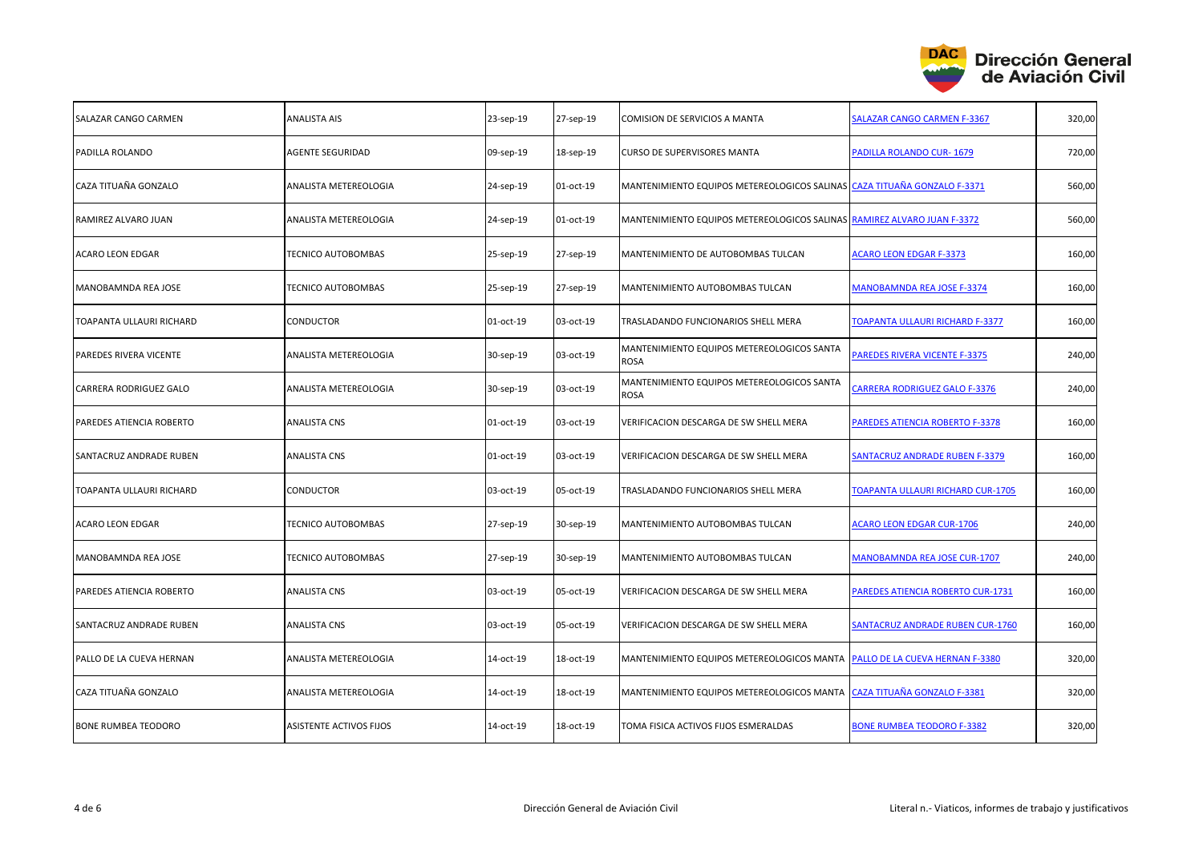| | | | | | | |
|---|---|---|---|---|---|---|
| SALAZAR CANGO CARMEN | ANALISTA AIS | 23-sep-19 | 27-sep-19 | COMISION DE SERVICIOS A MANTA | SALAZAR CANGO CARMEN F-3367 | 320,00 |
| PADILLA ROLANDO | AGENTE SEGURIDAD | 09-sep-19 | 18-sep-19 | CURSO DE SUPERVISORES MANTA | PADILLA ROLANDO CUR- 1679 | 720,00 |
| CAZA TITUAÑA GONZALO | ANALISTA METEREOLOGIA | 24-sep-19 | 01-oct-19 | MANTENIMIENTO EQUIPOS METEREOLOGICOS SALINAS | CAZA TITUAÑA GONZALO F-3371 | 560,00 |
| RAMIREZ ALVARO JUAN | ANALISTA METEREOLOGIA | 24-sep-19 | 01-oct-19 | MANTENIMIENTO EQUIPOS METEREOLOGICOS SALINAS | RAMIREZ ALVARO JUAN F-3372 | 560,00 |
| ACARO LEON EDGAR | TECNICO AUTOBOMBAS | 25-sep-19 | 27-sep-19 | MANTENIMIENTO DE AUTOBOMBAS TULCAN | ACARO LEON EDGAR F-3373 | 160,00 |
| MANOBAMNDA REA JOSE | TECNICO AUTOBOMBAS | 25-sep-19 | 27-sep-19 | MANTENIMIENTO AUTOBOMBAS TULCAN | MANOBAMNDA REA JOSE F-3374 | 160,00 |
| TOAPANTA ULLAURI RICHARD | CONDUCTOR | 01-oct-19 | 03-oct-19 | TRASLADANDO FUNCIONARIOS SHELL MERA | TOAPANTA ULLAURI RICHARD F-3377 | 160,00 |
| PAREDES RIVERA VICENTE | ANALISTA METEREOLOGIA | 30-sep-19 | 03-oct-19 | MANTENIMIENTO EQUIPOS METEREOLOGICOS SANTA ROSA | PAREDES RIVERA VICENTE F-3375 | 240,00 |
| CARRERA RODRIGUEZ GALO | ANALISTA METEREOLOGIA | 30-sep-19 | 03-oct-19 | MANTENIMIENTO EQUIPOS METEREOLOGICOS SANTA ROSA | CARRERA RODRIGUEZ GALO F-3376 | 240,00 |
| PAREDES ATIENCIA ROBERTO | ANALISTA CNS | 01-oct-19 | 03-oct-19 | VERIFICACION DESCARGA DE SW SHELL MERA | PAREDES ATIENCIA ROBERTO F-3378 | 160,00 |
| SANTACRUZ ANDRADE RUBEN | ANALISTA CNS | 01-oct-19 | 03-oct-19 | VERIFICACION DESCARGA DE SW SHELL MERA | SANTACRUZ ANDRADE RUBEN F-3379 | 160,00 |
| TOAPANTA ULLAURI RICHARD | CONDUCTOR | 03-oct-19 | 05-oct-19 | TRASLADANDO FUNCIONARIOS SHELL MERA | TOAPANTA ULLAURI RICHARD CUR-1705 | 160,00 |
| ACARO LEON EDGAR | TECNICO AUTOBOMBAS | 27-sep-19 | 30-sep-19 | MANTENIMIENTO AUTOBOMBAS TULCAN | ACARO LEON EDGAR CUR-1706 | 240,00 |
| MANOBAMNDA REA JOSE | TECNICO AUTOBOMBAS | 27-sep-19 | 30-sep-19 | MANTENIMIENTO AUTOBOMBAS TULCAN | MANOBAMNDA REA JOSE CUR-1707 | 240,00 |
| PAREDES ATIENCIA ROBERTO | ANALISTA CNS | 03-oct-19 | 05-oct-19 | VERIFICACION DESCARGA DE SW SHELL MERA | PAREDES ATIENCIA ROBERTO CUR-1731 | 160,00 |
| SANTACRUZ ANDRADE RUBEN | ANALISTA CNS | 03-oct-19 | 05-oct-19 | VERIFICACION DESCARGA DE SW SHELL MERA | SANTACRUZ ANDRADE RUBEN CUR-1760 | 160,00 |
| PALLO DE LA CUEVA HERNAN | ANALISTA METEREOLOGIA | 14-oct-19 | 18-oct-19 | MANTENIMIENTO EQUIPOS METEREOLOGICOS MANTA | PALLO DE LA CUEVA HERNAN F-3380 | 320,00 |
| CAZA TITUAÑA GONZALO | ANALISTA METEREOLOGIA | 14-oct-19 | 18-oct-19 | MANTENIMIENTO EQUIPOS METEREOLOGICOS MANTA | CAZA TITUAÑA GONZALO F-3381 | 320,00 |
| BONE RUMBEA TEODORO | ASISTENTE ACTIVOS FIJOS | 14-oct-19 | 18-oct-19 | TOMA FISICA ACTIVOS FIJOS ESMERALDAS | BONE RUMBEA TEODORO F-3382 | 320,00 |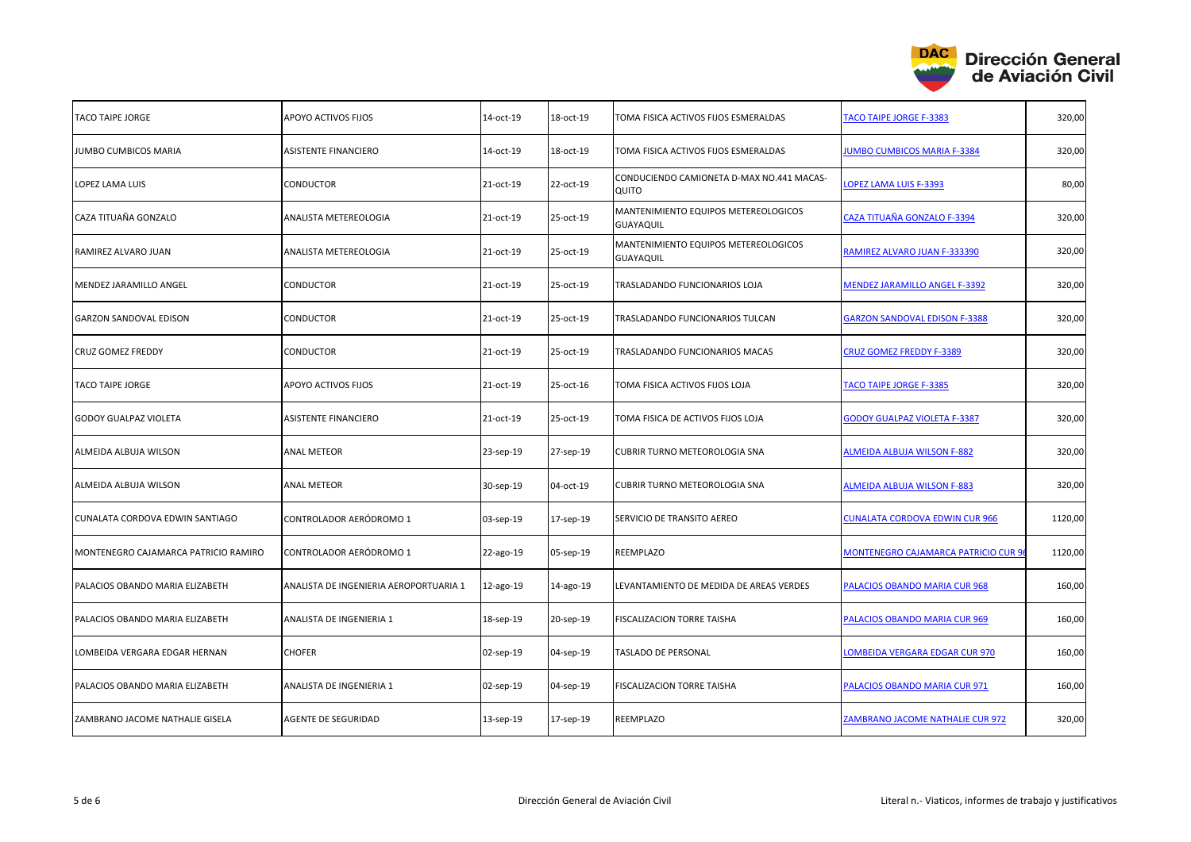| TACO TAIPE JORGE | APOYO ACTIVOS FIJOS | 14-oct-19 | 18-oct-19 | TOMA FISICA ACTIVOS FIJOS ESMERALDAS | TACO TAIPE JORGE F-3383 | 320,00 |
|---|---|---|---|---|---|---|
| JUMBO CUMBICOS MARIA | ASISTENTE FINANCIERO | 14-oct-19 | 18-oct-19 | TOMA FISICA ACTIVOS FIJOS ESMERALDAS | JUMBO CUMBICOS MARIA F-3384 | 320,00 |
| LOPEZ LAMA LUIS | CONDUCTOR | 21-oct-19 | 22-oct-19 | CONDUCIENDO CAMIONETA D-MAX NO.441 MACAS-QUITO | LOPEZ LAMA LUIS F-3393 | 80,00 |
| CAZA TITUAÑA GONZALO | ANALISTA METEREOLOGIA | 21-oct-19 | 25-oct-19 | MANTENIMIENTO EQUIPOS METEREOLOGICOS GUAYAQUIL | CAZA TITUAÑA GONZALO F-3394 | 320,00 |
| RAMIREZ ALVARO JUAN | ANALISTA METEREOLOGIA | 21-oct-19 | 25-oct-19 | MANTENIMIENTO EQUIPOS METEREOLOGICOS GUAYAQUIL | RAMIREZ ALVARO JUAN F-333390 | 320,00 |
| MENDEZ JARAMILLO ANGEL | CONDUCTOR | 21-oct-19 | 25-oct-19 | TRASLADANDO FUNCIONARIOS LOJA | MENDEZ JARAMILLO ANGEL F-3392 | 320,00 |
| GARZON SANDOVAL EDISON | CONDUCTOR | 21-oct-19 | 25-oct-19 | TRASLADANDO FUNCIONARIOS TULCAN | GARZON SANDOVAL EDISON F-3388 | 320,00 |
| CRUZ GOMEZ FREDDY | CONDUCTOR | 21-oct-19 | 25-oct-19 | TRASLADANDO FUNCIONARIOS MACAS | CRUZ GOMEZ FREDDY F-3389 | 320,00 |
| TACO TAIPE JORGE | APOYO ACTIVOS FIJOS | 21-oct-19 | 25-oct-16 | TOMA FISICA ACTIVOS FIJOS LOJA | TACO TAIPE JORGE F-3385 | 320,00 |
| GODOY GUALPAZ VIOLETA | ASISTENTE FINANCIERO | 21-oct-19 | 25-oct-19 | TOMA FISICA DE ACTIVOS FIJOS LOJA | GODOY GUALPAZ VIOLETA F-3387 | 320,00 |
| ALMEIDA ALBUJA WILSON | ANAL METEOR | 23-sep-19 | 27-sep-19 | CUBRIR TURNO METEOROLOGIA SNA | ALMEIDA ALBUJA WILSON F-882 | 320,00 |
| ALMEIDA ALBUJA WILSON | ANAL METEOR | 30-sep-19 | 04-oct-19 | CUBRIR TURNO METEOROLOGIA SNA | ALMEIDA ALBUJA WILSON F-883 | 320,00 |
| CUNALATA CORDOVA EDWIN SANTIAGO | CONTROLADOR AERÓDROMO 1 | 03-sep-19 | 17-sep-19 | SERVICIO DE TRANSITO AEREO | CUNALATA CORDOVA EDWIN CUR 966 | 1120,00 |
| MONTENEGRO CAJAMARCA PATRICIO RAMIRO | CONTROLADOR AERÓDROMO 1 | 22-ago-19 | 05-sep-19 | REEMPLAZO | MONTENEGRO CAJAMARCA PATRICIO CUR 96 | 1120,00 |
| PALACIOS OBANDO MARIA ELIZABETH | ANALISTA DE INGENIERIA AEROPORTUARIA 1 | 12-ago-19 | 14-ago-19 | LEVANTAMIENTO DE MEDIDA DE AREAS VERDES | PALACIOS OBANDO MARIA CUR 968 | 160,00 |
| PALACIOS OBANDO MARIA ELIZABETH | ANALISTA DE INGENIERIA 1 | 18-sep-19 | 20-sep-19 | FISCALIZACION TORRE TAISHA | PALACIOS OBANDO MARIA CUR 969 | 160,00 |
| LOMBEIDA VERGARA EDGAR HERNAN | CHOFER | 02-sep-19 | 04-sep-19 | TASLADO DE PERSONAL | LOMBEIDA VERGARA EDGAR CUR 970 | 160,00 |
| PALACIOS OBANDO MARIA ELIZABETH | ANALISTA DE INGENIERIA 1 | 02-sep-19 | 04-sep-19 | FISCALIZACION TORRE TAISHA | PALACIOS OBANDO MARIA CUR 971 | 160,00 |
| ZAMBRANO JACOME NATHALIE GISELA | AGENTE DE SEGURIDAD | 13-sep-19 | 17-sep-19 | REEMPLAZO | ZAMBRANO JACOME NATHALIE CUR 972 | 320,00 |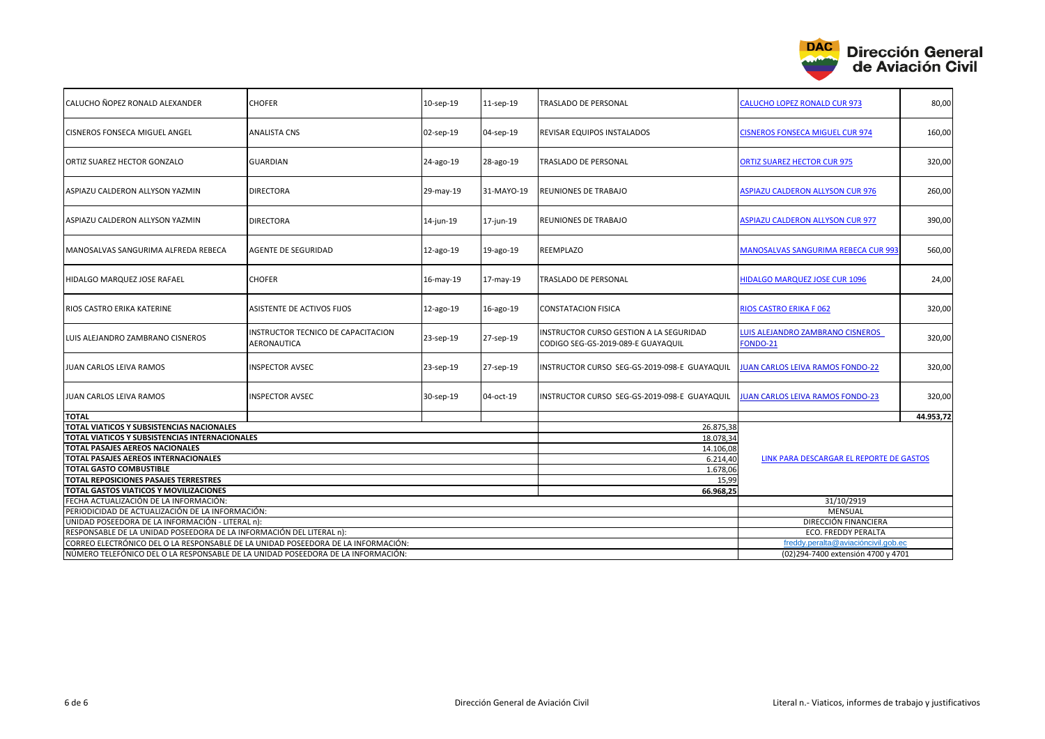| | | | | | | |
|---|---|---|---|---|---|---|
| CALUCHO ÑOPEZ RONALD ALEXANDER | CHOFER | 10-sep-19 | 11-sep-19 | TRASLADO DE PERSONAL | CALUCHO LOPEZ RONALD CUR 973 | 80,00 |
| CISNEROS FONSECA MIGUEL ANGEL | ANALISTA CNS | 02-sep-19 | 04-sep-19 | REVISAR EQUIPOS INSTALADOS | CISNEROS FONSECA MIGUEL CUR 974 | 160,00 |
| ORTIZ SUAREZ HECTOR GONZALO | GUARDIAN | 24-ago-19 | 28-ago-19 | TRASLADO DE PERSONAL | ORTIZ SUAREZ HECTOR CUR 975 | 320,00 |
| ASPIAZU CALDERON ALLYSON YAZMIN | DIRECTORA | 29-may-19 | 31-MAYO-19 | REUNIONES DE TRABAJO | ASPIAZU CALDERON ALLYSON CUR 976 | 260,00 |
| ASPIAZU CALDERON ALLYSON YAZMIN | DIRECTORA | 14-jun-19 | 17-jun-19 | REUNIONES DE TRABAJO | ASPIAZU CALDERON ALLYSON CUR 977 | 390,00 |
| MANOSALVAS SANGURIMA ALFREDA REBECA | AGENTE DE SEGURIDAD | 12-ago-19 | 19-ago-19 | REEMPLAZO | MANOSALVAS SANGURIMA REBECA CUR 993 | 560,00 |
| HIDALGO MARQUEZ JOSE RAFAEL | CHOFER | 16-may-19 | 17-may-19 | TRASLADO DE PERSONAL | HIDALGO MARQUEZ JOSE CUR 1096 | 24,00 |
| RIOS CASTRO ERIKA KATERINE | ASISTENTE DE ACTIVOS FIJOS | 12-ago-19 | 16-ago-19 | CONSTATACION FISICA | RIOS CASTRO ERIKA F 062 | 320,00 |
| LUIS ALEJANDRO ZAMBRANO CISNEROS | INSTRUCTOR TECNICO DE CAPACITACION AERONAUTICA | 23-sep-19 | 27-sep-19 | INSTRUCTOR CURSO GESTION A LA SEGURIDAD CODIGO SEG-GS-2019-089-E GUAYAQUIL | LUIS ALEJANDRO ZAMBRANO CISNEROS FONDO-21 | 320,00 |
| JUAN CARLOS LEIVA RAMOS | INSPECTOR AVSEC | 23-sep-19 | 27-sep-19 | INSTRUCTOR CURSO SEG-GS-2019-098-E GUAYAQUIL | JUAN CARLOS LEIVA RAMOS FONDO-22 | 320,00 |
| JUAN CARLOS LEIVA RAMOS | INSPECTOR AVSEC | 30-sep-19 | 04-oct-19 | INSTRUCTOR CURSO SEG-GS-2019-098-E GUAYAQUIL | JUAN CARLOS LEIVA RAMOS FONDO-23 | 320,00 |
| **TOTAL** | | | | | | **44.953,72** |

| | | |
|---|---|---|
| **TOTAL VIATICOS Y SUBSISTENCIAS NACIONALES** | 26.875,38 | LINK PARA DESCARGAR EL REPORTE DE GASTOS |
| **TOTAL VIATICOS Y SUBSISTENCIAS INTERNACIONALES** | 18.078,34 | |
| **TOTAL PASAJES AEREOS NACIONALES** | 14.106,08 | |
| **TOTAL PASAJES AEREOS INTERNACIONALES** | 6.214,40 | |
| **TOTAL GASTO COMBUSTIBLE** | 1.678,06 | |
| **TOTAL REPOSICIONES PASAJES TERRESTRES** | 15,99 | |
| **TOTAL GASTOS VIATICOS Y MOVILIZACIONES** | **66.968,25** | |

| | |
|---|---|
| FECHA ACTUALIZACIÓN DE LA INFORMACIÓN: | 31/10/2919 |
| PERIODICIDAD DE ACTUALIZACIÓN DE LA INFORMACIÓN: | MENSUAL |
| UNIDAD POSEEDORA DE LA INFORMACIÓN - LITERAL n): | DIRECCIÓN FINANCIERA |
| RESPONSABLE DE LA UNIDAD POSEEDORA DE LA INFORMACIÓN DEL LITERAL n): | ECO. FREDDY PERALTA |
| CORREO ELECTRÓNICO DEL O LA RESPONSABLE DE LA UNIDAD POSEEDORA DE LA INFORMACIÓN: | freddy.peralta@aviacióncivil.gob.ec |
| NÚMERO TELEFÓNICO DEL O LA RESPONSABLE DE LA UNIDAD POSEEDORA DE LA INFORMACIÓN: | (02)294-7400 extensión 4700 y 4701 |